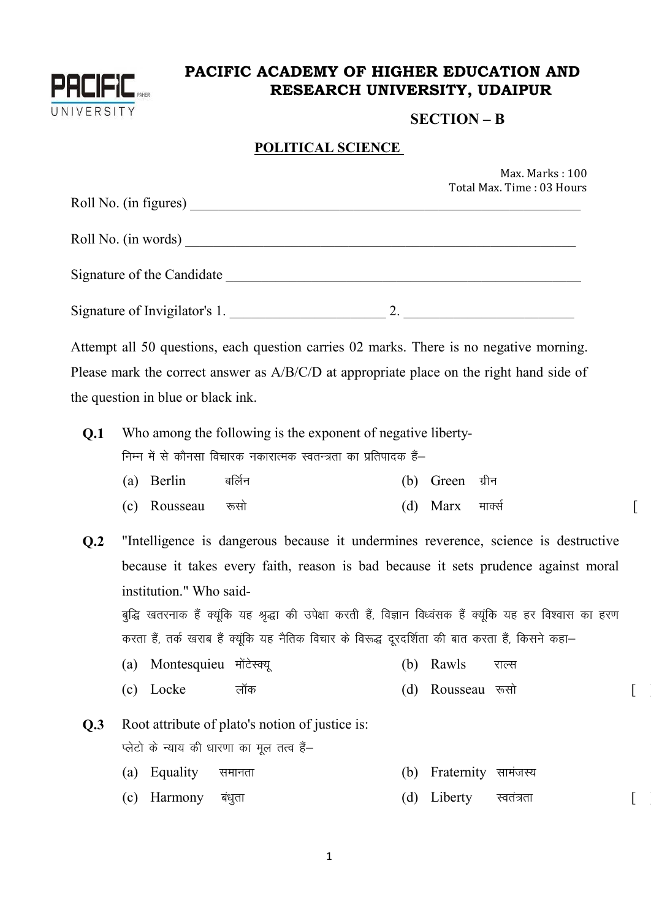# PACIFIC ACADEMY OF HIGHER EDUCATION AND RESEARCH UNIVERSITY, UDAIPUR

## SECTION – B

## POLITICAL SCIENCE

Max. Marks : 100
Total Max. Time : 03 Hours

Roll No. (in figures) ____________________________________________

Roll No. (in words) ____________________________________________

Signature of the Candidate ____________________________________________

Signature of Invigilator's 1. ______________________ 2. ________________________

Attempt all 50 questions, each question carries 02 marks. There is no negative morning. Please mark the correct answer as A/B/C/D at appropriate place on the right hand side of the question in blue or black ink.

**Q.1** Who among the following is the exponent of negative liberty-
निम्न में से कौनसा विचारक नकारात्मक स्वतन्त्रता का प्रतिपादक हैं–

(a) Berlin बर्लिन (b) Green ग्रीन
(c) Rousseau रूसो (d) Marx मार्क्स [ ]

**Q.2** "Intelligence is dangerous because it undermines reverence, science is destructive because it takes every faith, reason is bad because it sets prudence against moral institution." Who said-
बुद्धि खतरनाक हैं क्यूंकि यह श्रद्धा की उपेक्षा करती हैं, विज्ञान विध्वंसक हैं क्यूंकि यह हर विश्वास का हरण करता हैं, तर्क खराब हैं क्यूंकि यह नैतिक विचार के विरूद्ध दूरदर्शिता की बात करता हैं, किसने कहा–

(a) Montesquieu मोंटेस्क्यू (b) Rawls राल्स
(c) Locke लॉक (d) Rousseau रूसो [ ]

**Q.3** Root attribute of plato's notion of justice is:
प्लेटो के न्याय की धारणा का मूल तत्व हैं–

(a) Equality समानता (b) Fraternity सामंजस्य
(c) Harmony बंधुता (d) Liberty स्वतंत्रता [ ]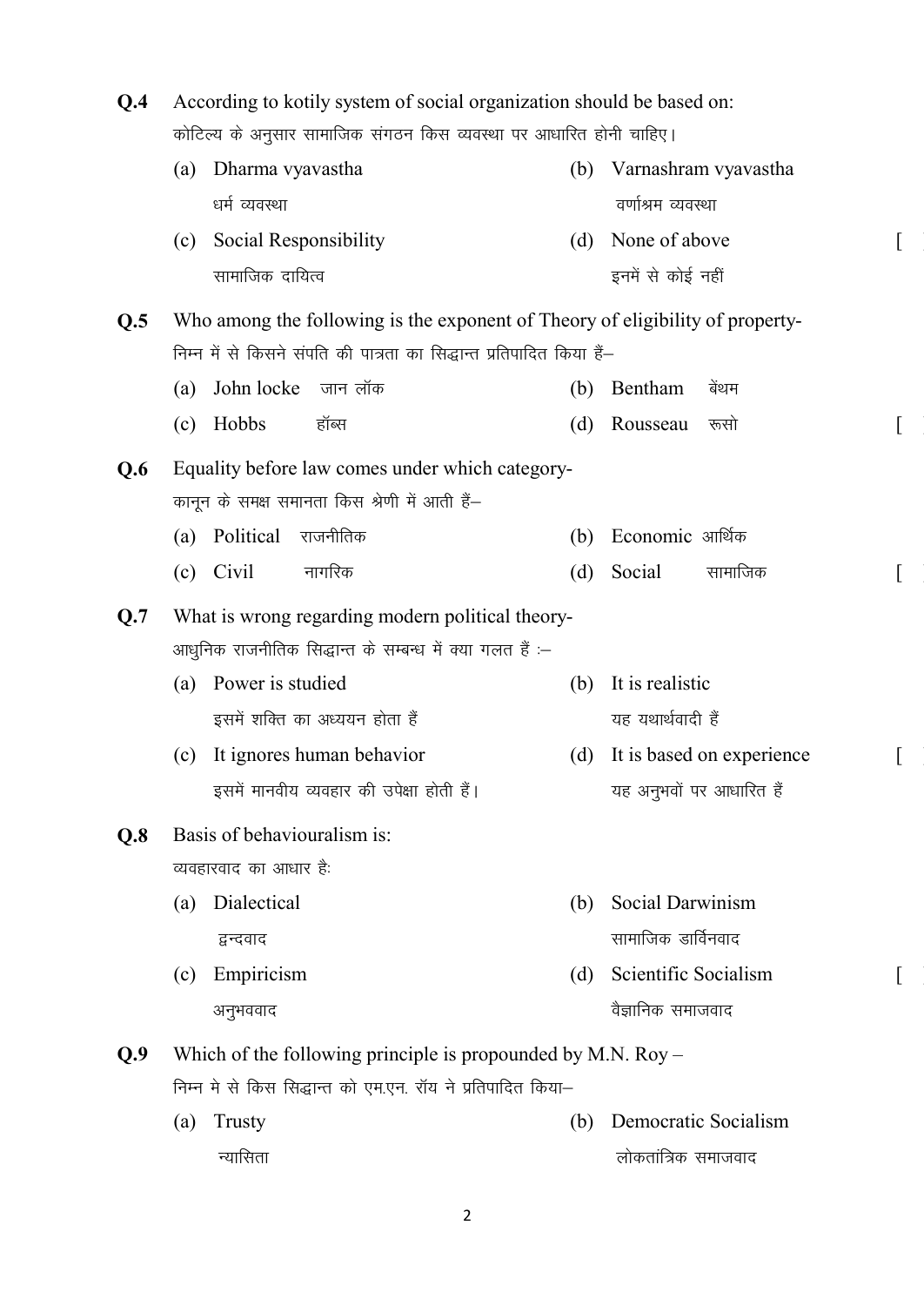**Q.4** According to kotily system of social organization should be based on:
कोटिल्य के अनुसार सामाजिक संगठन किस व्यवस्था पर आधारित होनी चाहिए।

(a) Dharma vyavastha
धर्म व्यवस्था

(b) Varnashram vyavastha
वर्णाश्रम व्यवस्था

(c) Social Responsibility
सामाजिक दायित्व

(d) None of above
इनमें से कोई नहीं

[ ]

**Q.5** Who among the following is the exponent of Theory of eligibility of property-
निम्न में से किसने संपति की पात्रता का सिद्धान्त प्रतिपादित किया हैं–

(a) John locke जान लॉक

(b) Bentham बेंथम

(c) Hobbs हॉब्स

(d) Rousseau रूसो

[ ]

**Q.6** Equality before law comes under which category-
कानून के समक्ष समानता किस श्रेणी में आती हैं–

(a) Political राजनीतिक

(b) Economic आर्थिक

(c) Civil नागरिक

(d) Social सामाजिक

[ ]

**Q.7** What is wrong regarding modern political theory-
आधुनिक राजनीतिक सिद्धान्त के सम्बन्ध में क्या गलत हैं :–

(a) Power is studied
इसमें शक्ति का अध्ययन होता हैं

(b) It is realistic
यह यथार्थवादी हैं

(c) It ignores human behavior
इसमें मानवीय व्यवहार की उपेक्षा होती हैं।

(d) It is based on experience
यह अनुभवों पर आधारित हैं

[ ]

**Q.8** Basis of behaviouralism is:
व्यवहारवाद का आधार हैः

(a) Dialectical
द्वन्दवाद

(b) Social Darwinism
सामाजिक डार्विनवाद

(c) Empiricism
अनुभववाद

(d) Scientific Socialism
वैज्ञानिक समाजवाद

[ ]

**Q.9** Which of the following principle is propounded by M.N. Roy –
निम्न मे से किस सिद्धान्त को एम.एन. रॉय ने प्रतिपादित किया–

(a) Trusty
न्यासिता

(b) Democratic Socialism
लोकतांत्रिक समाजवाद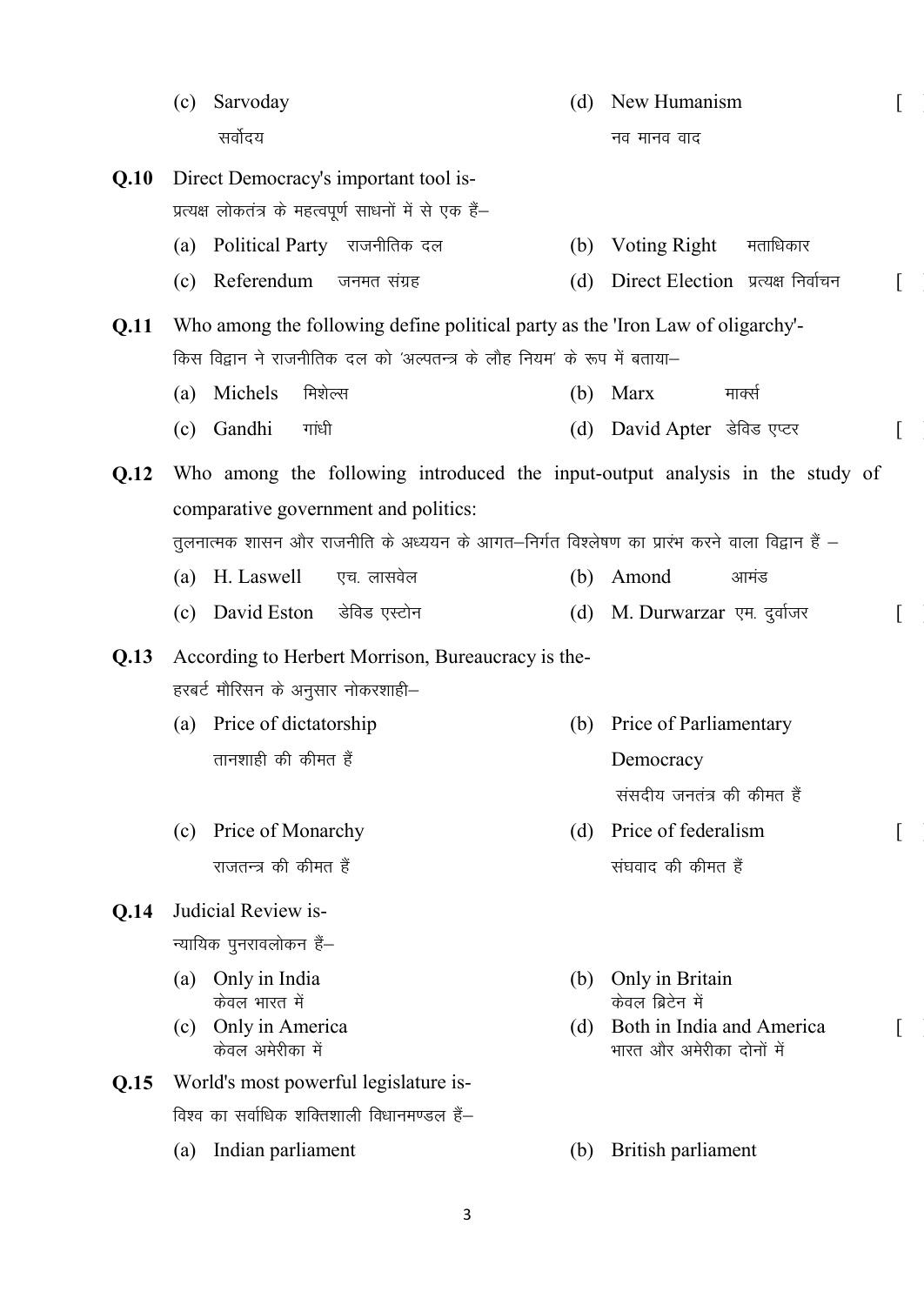(c) Sarvoday
सर्वोदय

(d) New Humanism
नव मानव वाद [ ]

**Q.10** Direct Democracy's important tool is-
प्रत्यक्ष लोकतंत्र के महत्वपूर्ण साधनों में से एक हैं–

(a) Political Party राजनीतिक दल
(b) Voting Right मताधिकार
(c) Referendum जनमत संग्रह
(d) Direct Election प्रत्यक्ष निर्वाचन [ ]

**Q.11** Who among the following define political party as the 'Iron Law of oligarchy'-
किस विद्वान ने राजनीतिक दल को 'अल्पतन्त्र के लौह नियम' के रूप में बताया–

(a) Michels मिशेल्स
(b) Marx मार्क्स
(c) Gandhi गांधी
(d) David Apter डेविड एप्टर [ ]

**Q.12** Who among the following introduced the input-output analysis in the study of comparative government and politics:
तुलनात्मक शासन और राजनीति के अध्ययन के आगत–निर्गत विश्लेषण का प्रारंभ करने वाला विद्वान हैं –

(a) H. Laswell एच. लासवेल
(b) Amond आमंड
(c) David Eston डेविड एस्टोन
(d) M. Durwarzar एम. दुर्वाजर [ ]

**Q.13** According to Herbert Morrison, Bureaucracy is the-
हरबर्ट मौरिसन के अनुसार नोकरशाही–

(a) Price of dictatorship
तानशाही की कीमत हैं

(b) Price of Parliamentary Democracy
संसदीय जनतंत्र की कीमत हैं

(c) Price of Monarchy
राजतन्त्र की कीमत हैं

(d) Price of federalism
संघवाद की कीमत हैं [ ]

**Q.14** Judicial Review is-
न्यायिक पुनरावलोकन हैं–

(a) Only in India
केवल भारत में

(b) Only in Britain
केवल ब्रिटेन में

(c) Only in America
केवल अमेरीका में

(d) Both in India and America
भारत और अमेरीका दोनों में [ ]

**Q.15** World's most powerful legislature is-
विश्व का सर्वाधिक शक्तिशाली विधानमण्डल हैं–

(a) Indian parliament
(b) British parliament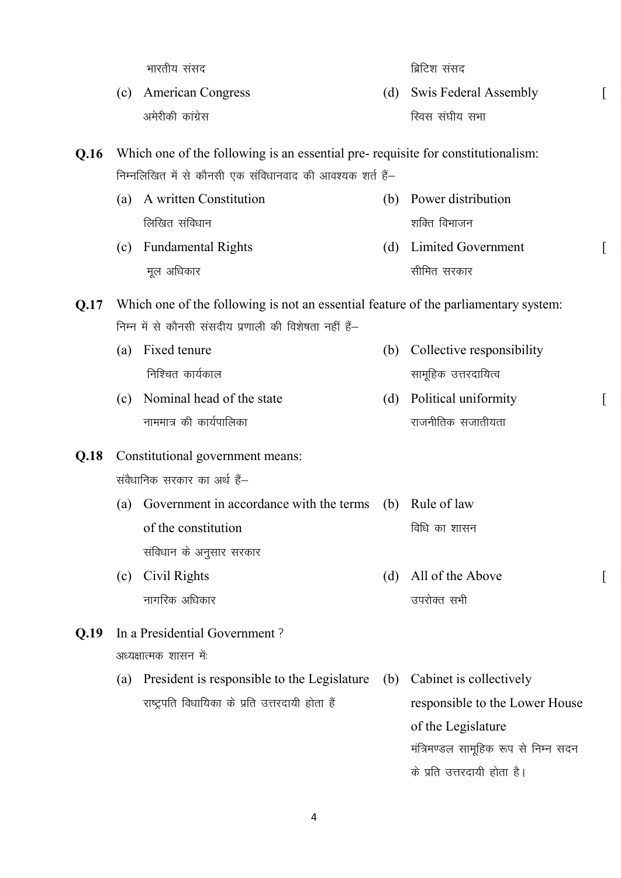भारतीय संसद　　　　　　　　　　ब्रिटिश संसद

(c) American Congress
अमेरीकी कांग्रेस

(d) Swis Federal Assembly
स्विस संघीय सभा　　[ ]

**Q.16** Which one of the following is an essential pre- requisite for constitutionalism:
निम्नलिखित में से कौनसी एक संविधानवाद की आवश्यक शर्त हैं–

(a) A written Constitution
लिखित संविधान

(b) Power distribution
शक्ति विभाजन

(c) Fundamental Rights
मूल अधिकार

(d) Limited Government
सीमित सरकार　　[ ]

**Q.17** Which one of the following is not an essential feature of the parliamentary system:
निम्न में से कौनसी संसदीय प्रणाली की विशेषता नहीं हैं–

(a) Fixed tenure
निश्चित कार्यकाल

(b) Collective responsibility
सामूहिक उत्तरदायित्व

(c) Nominal head of the state
नाममात्र की कार्यपालिका

(d) Political uniformity
राजनीतिक सजातीयता　　[ ]

**Q.18** Constitutional government means:
संवैधानिक सरकार का अर्थ हैं–

(a) Government in accordance with the terms of the constitution
संविधान के अनुसार सरकार

(b) Rule of law
विधि का शासन

(c) Civil Rights
नागरिक अधिकार

(d) All of the Above
उपरोक्त सभी　　[ ]

**Q.19** In a Presidential Government ?
अध्यक्षात्मक शासन मेंः

(a) President is responsible to the Legislature
राष्ट्रपति विधायिका के प्रति उत्तरदायी होता हैं

(b) Cabinet is collectively responsible to the Lower House of the Legislature
मंत्रिमण्डल सामूहिक रूप से निम्न सदन के प्रति उत्तरदायी होता है।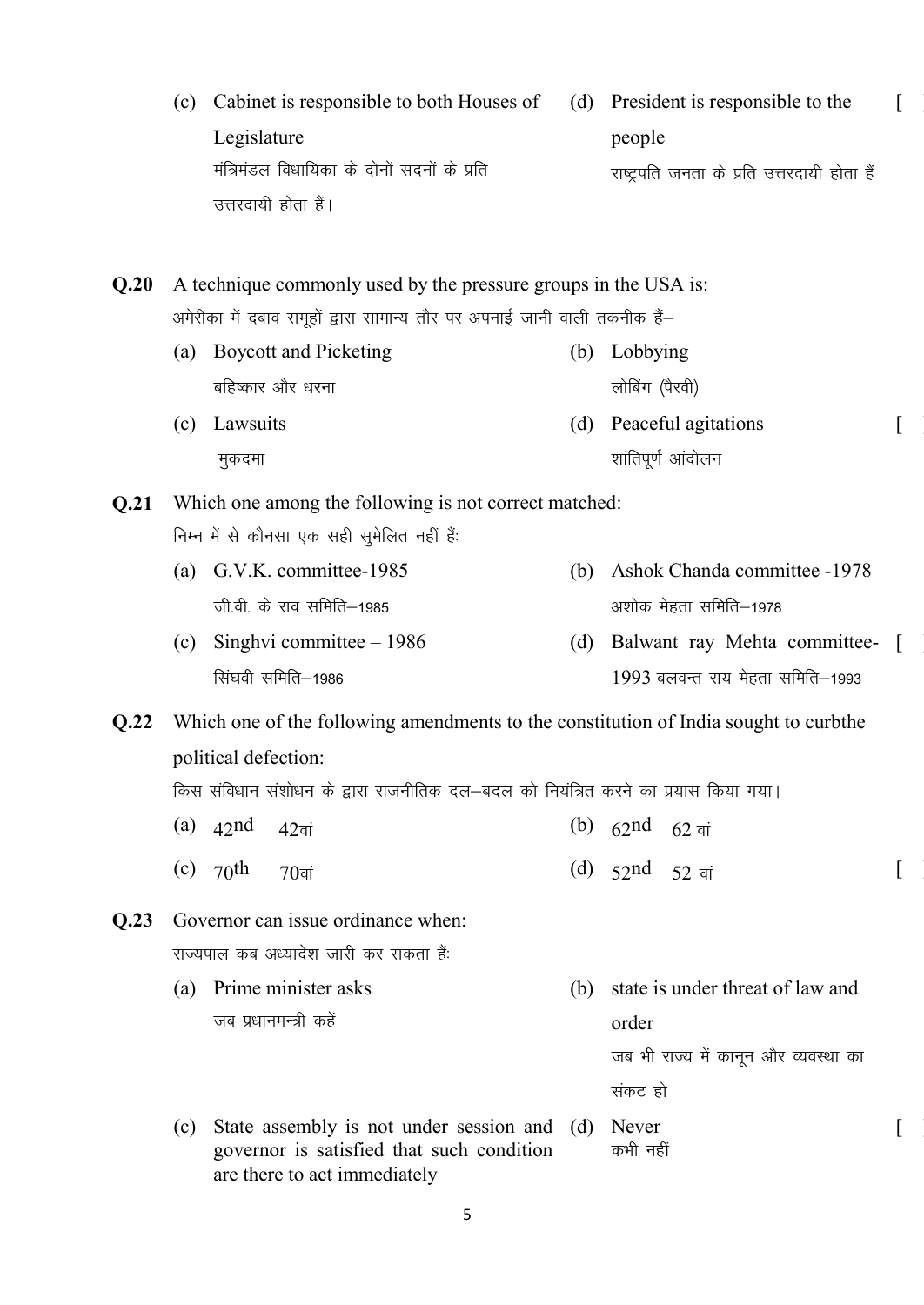(c) Cabinet is responsible to both Houses of Legislature
मंत्रिमंडल विधायिका के दोनों सदनों के प्रति उत्तरदायी होता हैं।

(d) President is responsible to the people
राष्ट्रपति जनता के प्रति उत्तरदायी होता हैं [ ]

**Q.20** A technique commonly used by the pressure groups in the USA is:
अमेरीका में दबाव समूहों द्वारा सामान्य तौर पर अपनाई जानी वाली तकनीक हैं–

(a) Boycott and Picketing
बहिष्कार और धरना

(b) Lobbying
लोबिंग (पैरवी)

(c) Lawsuits
मुकदमा

(d) Peaceful agitations
शांतिपूर्ण आंदोलन [ ]

**Q.21** Which one among the following is not correct matched:
निम्न में से कौनसा एक सही सुमेलित नहीं हैं:

(a) G.V.K. committee-1985
जी.वी. के राव समिति–1985

(b) Ashok Chanda committee -1978
अशोक मेहता समिति–1978

(c) Singhvi committee – 1986
सिंघवी समिति–1986

(d) Balwant ray Mehta committee-1993 बलवन्त राय मेहता समिति–1993 [ ]

**Q.22** Which one of the following amendments to the constitution of India sought to curbthe political defection:
किस संविधान संशोधन के द्वारा राजनीतिक दल–बदल को नियंत्रित करने का प्रयास किया गया।

(a) 42nd 42वां

(b) 62nd 62 वां

(c) 70th 70वां

(d) 52nd 52 वां [ ]

**Q.23** Governor can issue ordinance when:
राज्यपाल कब अध्यादेश जारी कर सकता हैं:

(a) Prime minister asks
जब प्रधानमन्त्री कहें

(b) state is under threat of law and order
जब भी राज्य में कानून और व्यवस्था का संकट हो

(c) State assembly is not under session and governor is satisfied that such condition are there to act immediately

(d) Never
कभी नहीं [ ]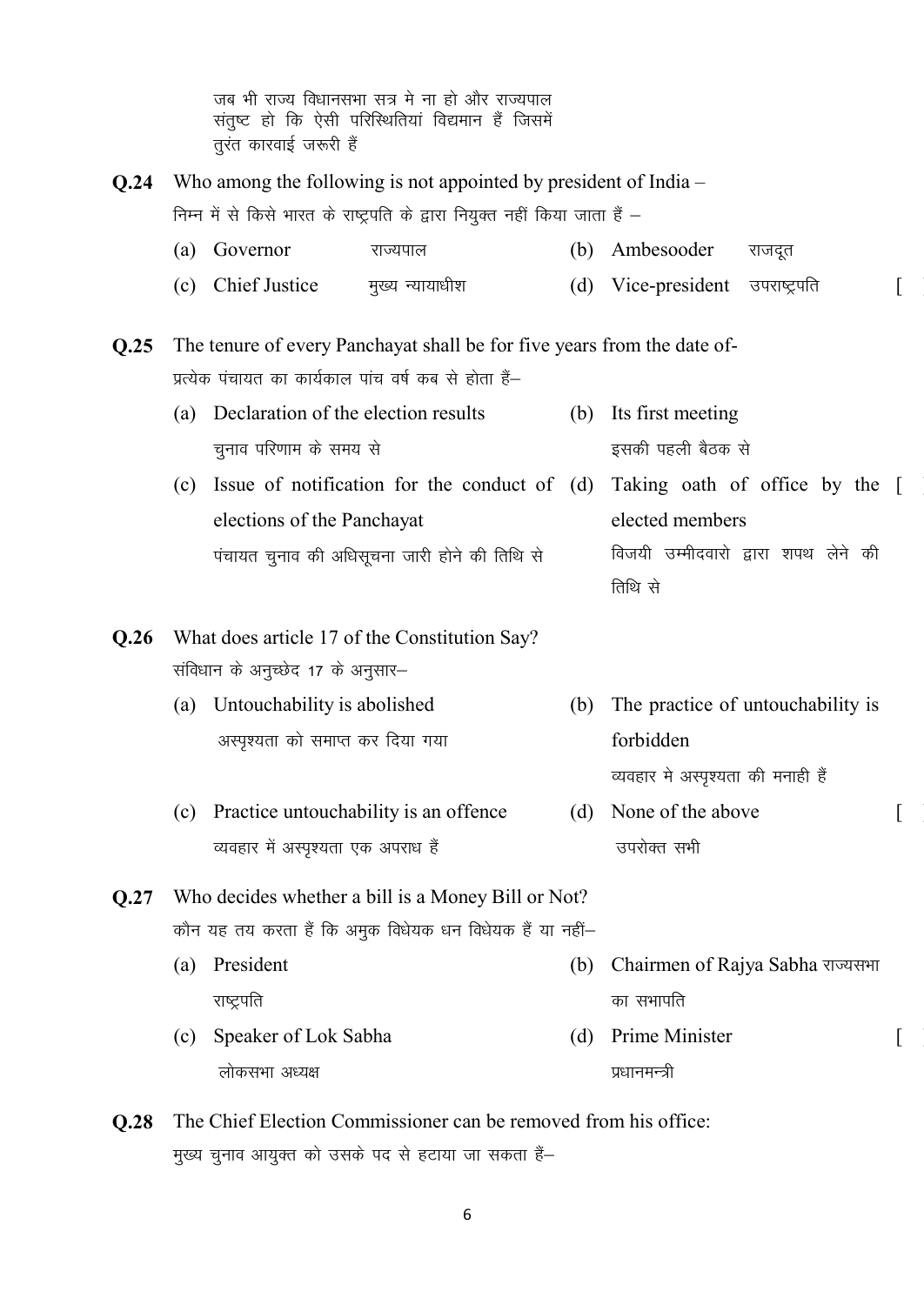जब भी राज्य विधानसभा सत्र मे ना हो और राज्यपाल संतुष्ट हो कि ऐसी परिस्थितियां विद्यमान हैं जिसमें तुरंत कारवाई जरूरी हैं

**Q.24** Who among the following is not appointed by president of India –
निम्न में से किसे भारत के राष्ट्रपति के द्वारा नियुक्त नहीं किया जाता हैं –

(a) Governor राज्यपाल
(b) Ambesooder राजदूत
(c) Chief Justice मुख्य न्यायाधीश
(d) Vice-president उपराष्ट्रपति [ ]

**Q.25** The tenure of every Panchayat shall be for five years from the date of-
प्रत्येक पंचायत का कार्यकाल पांच वर्ष कब से होता हैं–

(a) Declaration of the election results
चुनाव परिणाम के समय से
(b) Its first meeting
इसकी पहली बैठक से
(c) Issue of notification for the conduct of elections of the Panchayat
पंचायत चुनाव की अधिसूचना जारी होने की तिथि से
(d) Taking oath of office by the elected members
विजयी उम्मीदवारो द्वारा शपथ लेने की तिथि से [ ]

**Q.26** What does article 17 of the Constitution Say?
संविधान के अनुच्छेद 17 के अनुसार–

(a) Untouchability is abolished
अस्पृश्यता को समाप्त कर दिया गया
(b) The practice of untouchability is forbidden
व्यवहार मे अस्पृश्यता की मनाही हैं
(c) Practice untouchability is an offence
व्यवहार में अस्पृश्यता एक अपराध हैं
(d) None of the above
उपरोक्त सभी [ ]

**Q.27** Who decides whether a bill is a Money Bill or Not?
कौन यह तय करता हैं कि अमुक विधेयक धन विधेयक हैं या नहीं–

(a) President
राष्ट्रपति
(b) Chairmen of Rajya Sabha राज्यसभा का सभापति
(c) Speaker of Lok Sabha
लोकसभा अध्यक्ष
(d) Prime Minister
प्रधानमन्त्री [ ]

**Q.28** The Chief Election Commissioner can be removed from his office:
मुख्य चुनाव आयुक्त को उसके पद से हटाया जा सकता हैं–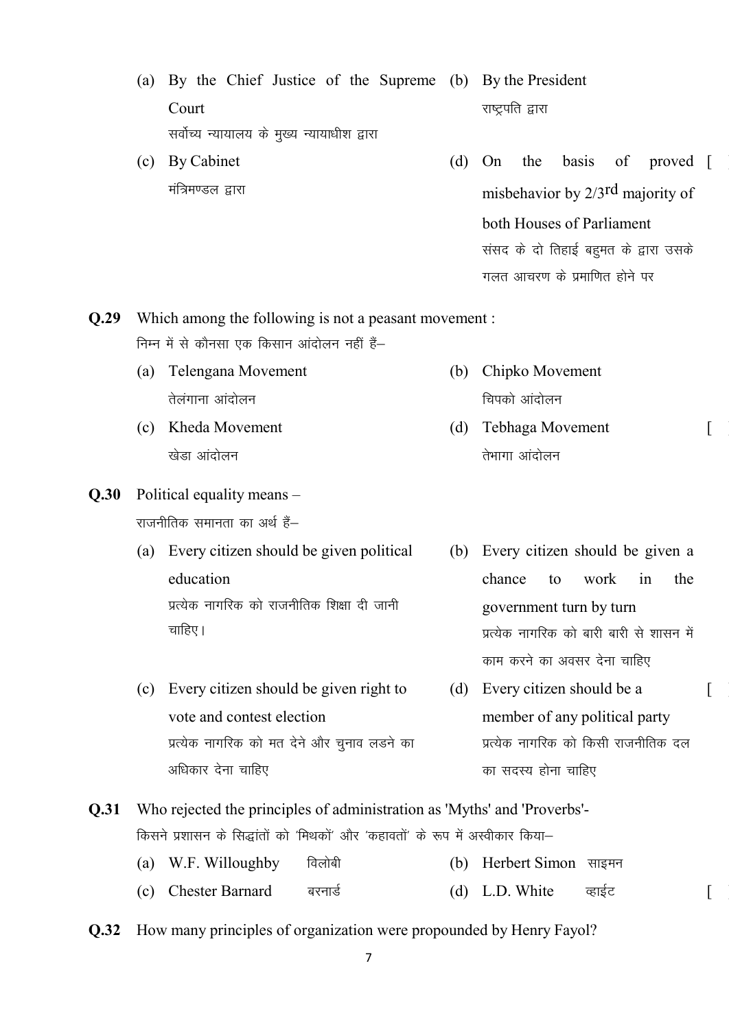(a) By the Chief Justice of the Supreme Court
सर्वोच्य न्यायालय के मुख्य न्यायाधीश द्वारा

(b) By the President
राष्ट्रपति द्वारा

(c) By Cabinet
मंत्रिमण्डल द्वारा

(d) On the basis of proved misbehavior by 2/3rd majority of both Houses of Parliament
संसद के दो तिहाई बहुमत के द्वारा उसके गलत आचरण के प्रमाणित होने पर [ ]

**Q.29** Which among the following is not a peasant movement :
निम्न में से कौनसा एक किसान आंदोलन नहीं हैं–

(a) Telengana Movement
तेलंगाना आंदोलन

(b) Chipko Movement
चिपको आंदोलन

(c) Kheda Movement
खेडा आंदोलन

(d) Tebhaga Movement
तेभागा आंदोलन [ ]

**Q.30** Political equality means –
राजनीतिक समानता का अर्थ हैं–

(a) Every citizen should be given political education
प्रत्येक नागरिक को राजनीतिक शिक्षा दी जानी चाहिए।

(b) Every citizen should be given a chance to work in the government turn by turn
प्रत्येक नागरिक को बारी बारी से शासन में काम करने का अवसर देना चाहिए

(c) Every citizen should be given right to vote and contest election
प्रत्येक नागरिक को मत देने और चुनाव लडने का अधिकार देना चाहिए

(d) Every citizen should be a member of any political party
प्रत्येक नागरिक को किसी राजनीतिक दल का सदस्य होना चाहिए [ ]

**Q.31** Who rejected the principles of administration as 'Myths' and 'Proverbs'-
किसने प्रशासन के सिद्धांतों को 'मिथकों' और 'कहावतों' के रूप में अस्वीकार किया–

(a) W.F. Willoughby विलोबी

(b) Herbert Simon साइमन

(c) Chester Barnard बरनार्ड

(d) L.D. White व्हाईट [ ]

**Q.32** How many principles of organization were propounded by Henry Fayol?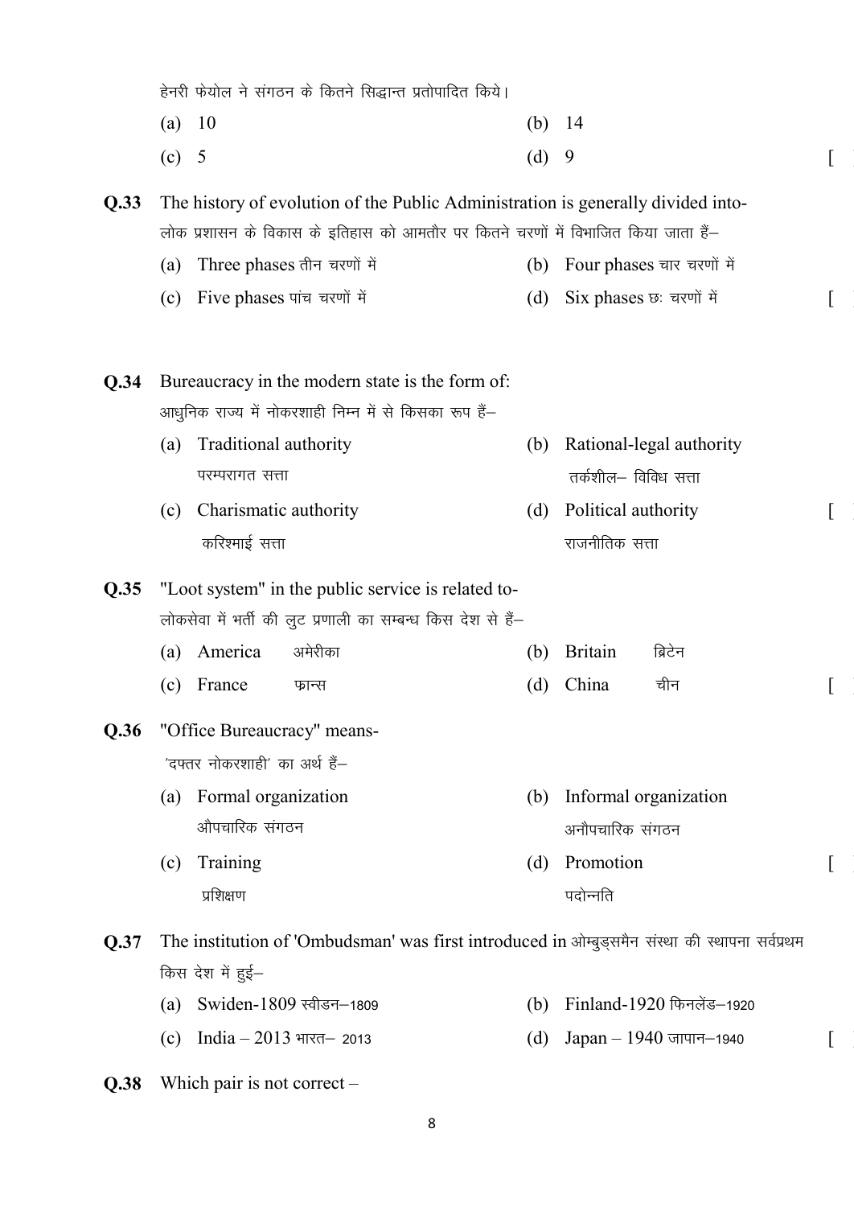हेनरी फेयोल ने संगठन के कितने सिद्धान्त प्रतोपादित किये।

(a) 10 (b) 14

(c) 5 (d) 9 [ ]

**Q.33** The history of evolution of the Public Administration is generally divided into-
लोक प्रशासन के विकास के इतिहास को आमतौर पर कितने चरणों में विभाजित किया जाता हैं–

(a) Three phases तीन चरणों में (b) Four phases चार चरणों में

(c) Five phases पांच चरणों में (d) Six phases छः चरणों में [ ]

**Q.34** Bureaucracy in the modern state is the form of:
आधुनिक राज्य में नोकरशाही निम्न में से किसका रूप हैं–

(a) Traditional authority
परम्परागत सत्ता

(b) Rational-legal authority
तर्कशील– विविध सत्ता

(c) Charismatic authority
करिश्माई सत्ता

(d) Political authority
राजनीतिक सत्ता [ ]

**Q.35** "Loot system" in the public service is related to-
लोकसेवा में भर्ती की लुट प्रणाली का सम्बन्ध किस देश से हैं–

(a) America अमेरीका (b) Britain ब्रिटेन

(c) France फ्रान्स (d) China चीन [ ]

**Q.36** "Office Bureaucracy" means-
'दफ्तर नोकरशाही' का अर्थ हैं–

(a) Formal organization
औपचारिक संगठन

(b) Informal organization
अनौपचारिक संगठन

(c) Training
प्रशिक्षण

(d) Promotion
पदोन्नति [ ]

**Q.37** The institution of 'Ombudsman' was first introduced in ओम्बुड्समैन संस्था की स्थापना सर्वप्रथम किस देश में हुई–

(a) Swiden-1809 स्वीडन–1809 (b) Finland-1920 फिनलेंड–1920

(c) India – 2013 भारत– 2013 (d) Japan – 1940 जापान–1940 [ ]

**Q.38** Which pair is not correct –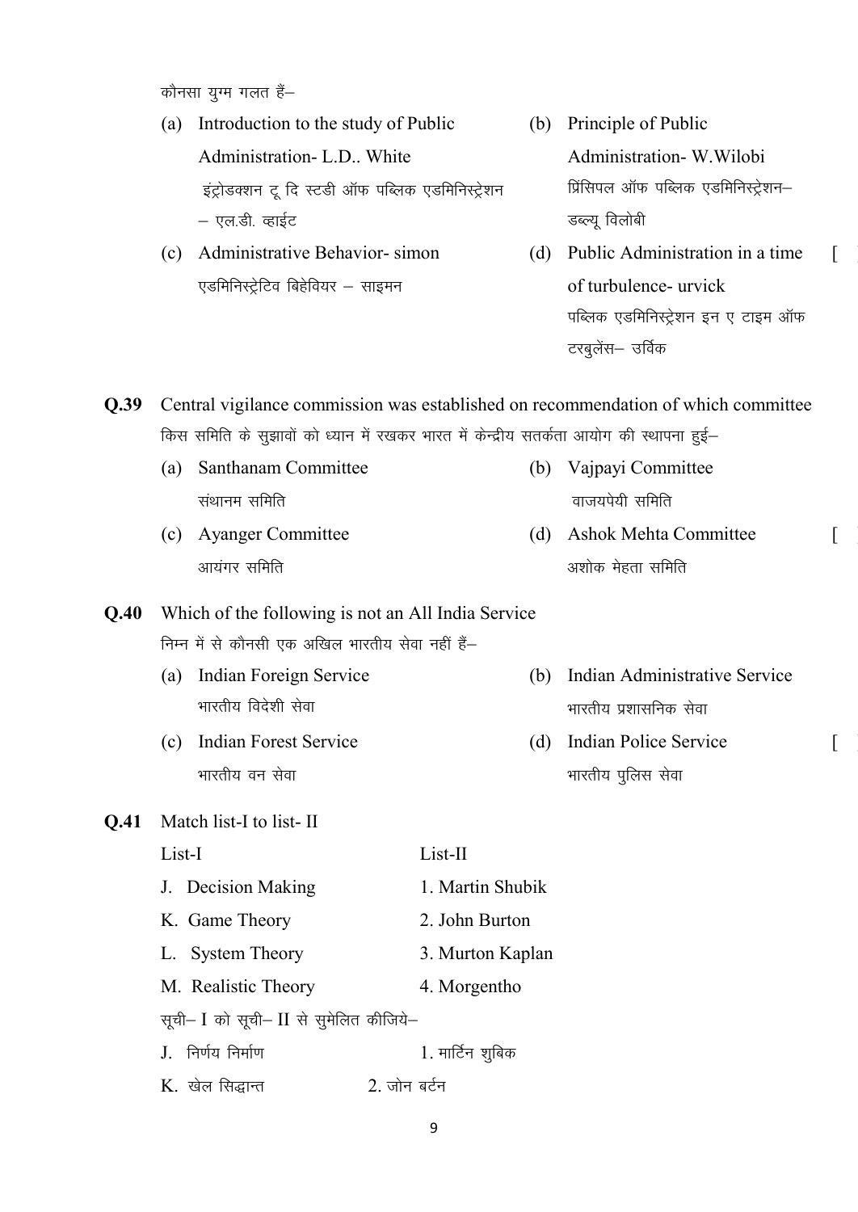कौनसा युग्म गलत हैं–

(a) Introduction to the study of Public Administration- L.D.. White
इंट्रोडक्शन टू दि स्टडी ऑफ पब्लिक एडमिनिस्ट्रेशन – एल.डी. व्हाईट

(b) Principle of Public Administration- W.Wilobi
प्रिंसिपल ऑफ पब्लिक एडमिनिस्ट्रेशन– डब्ल्यू विलोबी

(c) Administrative Behavior- simon
एडमिनिस्ट्रेटिव बिहेवियर – साइमन

(d) Public Administration in a time of turbulence- urvick
पब्लिक एडमिनिस्ट्रेशन इन ए टाइम ऑफ टरबुलेंस– उर्विक

[ ]

**Q.39** Central vigilance commission was established on recommendation of which committee
किस समिति के सुझावों को ध्यान में रखकर भारत में केन्द्रीय सतर्कता आयोग की स्थापना हुई–

(a) Santhanam Committee
संथानम समिति

(b) Vajpayi Committee
वाजयपेयी समिति

(c) Ayanger Committee
आयंगर समिति

(d) Ashok Mehta Committee
अशोक मेहता समिति

[ ]

**Q.40** Which of the following is not an All India Service
निम्न में से कौनसी एक अखिल भारतीय सेवा नहीं हैं–

(a) Indian Foreign Service
भारतीय विदेशी सेवा

(b) Indian Administrative Service
भारतीय प्रशासनिक सेवा

(c) Indian Forest Service
भारतीय वन सेवा

(d) Indian Police Service
भारतीय पुलिस सेवा

[ ]

**Q.41** Match list-I to list- II

| List-I | List-II |
|---|---|
| J. Decision Making | 1. Martin Shubik |
| K. Game Theory | 2. John Burton |
| L. System Theory | 3. Murton Kaplan |
| M. Realistic Theory | 4. Morgentho |

सूची– I को सूची– II से सुमेलित कीजिये–

| | |
|---|---|
| J. निर्णय निर्माण | 1. मार्टिन शुबिक |
| K. खेल सिद्धान्त | 2. जोन बर्टन |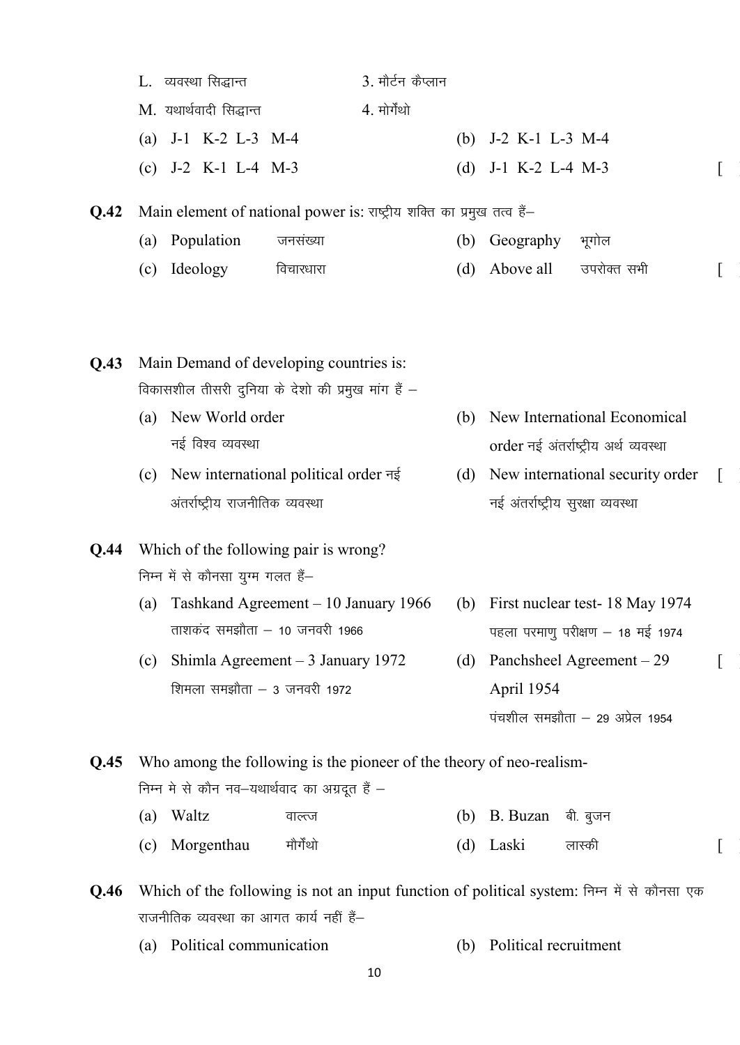L. व्यवस्था सिद्धान्त　　　　3. मौर्टन कैप्लान

M. यथार्थवादी सिद्धान्त　　　　4. मोर्गेंथो

(a) J-1 K-2 L-3 M-4　　(b) J-2 K-1 L-3 M-4

(c) J-2 K-1 L-4 M-3　　(d) J-1 K-2 L-4 M-3　　[ ]

**Q.42** Main element of national power is: राष्ट्रीय शक्ति का प्रमुख तत्व हैं–

(a) Population　जनसंख्या　　(b) Geography　भूगोल

(c) Ideology　विचारधारा　　(d) Above all　उपरोक्त सभी　　[ ]

**Q.43** Main Demand of developing countries is:
विकासशील तीसरी दुनिया के देशो की प्रमुख मांग हैं –

(a) New World order
नई विश्व व्यवस्था

(b) New International Economical order नई अंतर्राष्ट्रीय अर्थ व्यवस्था

(c) New international political order नई अंतर्राष्ट्रीय राजनीतिक व्यवस्था

(d) New international security order नई अंतर्राष्ट्रीय सुरक्षा व्यवस्था　　[ ]

**Q.44** Which of the following pair is wrong?
निम्न में से कौनसा युग्म गलत हैं–

(a) Tashkand Agreement – 10 January 1966
ताशकंद समझौता – 10 जनवरी 1966

(b) First nuclear test- 18 May 1974
पहला परमाणु परीक्षण – 18 मई 1974

(c) Shimla Agreement – 3 January 1972
शिमला समझौता – 3 जनवरी 1972

(d) Panchsheel Agreement – 29 April 1954
पंचशील समझौता – 29 अप्रेल 1954　　[ ]

**Q.45** Who among the following is the pioneer of the theory of neo-realism-
निम्न मे से कौन नव–यथार्थवाद का अग्रदूत हैं –

(a) Waltz　वाल्ज　　(b) B. Buzan　बी. बुजन

(c) Morgenthau　मौर्गेंथो　　(d) Laski　लास्की　　[ ]

**Q.46** Which of the following is not an input function of political system: निम्न में से कौनसा एक राजनीतिक व्यवस्था का आगत कार्य नहीं हैं–

(a) Political communication　　(b) Political recruitment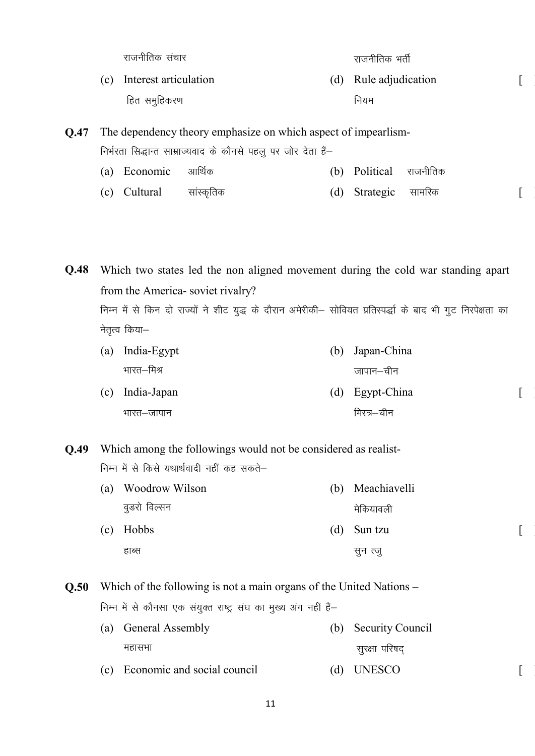राजनीतिक संचार राजनीतिक भर्ती

(c) Interest articulation  
हित समुहिकरण

(d) Rule adjudication  
नियम

[ ]

**Q.47** The dependency theory emphasize on which aspect of impearlism-  
निर्भरता सिद्धान्त साम्राज्यवाद के कौनसे पहलु पर जोर देता हैं–

(a) Economic आर्थिक  
(b) Political राजनीतिक  
(c) Cultural सांस्कृतिक  
(d) Strategic सामरिक  
[ ]

**Q.48** Which two states led the non aligned movement during the cold war standing apart from the America- soviet rivalry?  
निम्न में से किन दो राज्यों ने शीट युद्ध के दौरान अमेरीकी– सोवियत प्रतिस्पर्द्धा के बाद भी गुट निरपेक्षता का नेतृत्व किया–

(a) India-Egypt  
भारत–मिश्र

(b) Japan-China  
जापान–चीन

(c) India-Japan  
भारत–जापान

(d) Egypt-China  
मिस्त्र–चीन

[ ]

**Q.49** Which among the followings would not be considered as realist-  
निम्न में से किसे यथार्थवादी नहीं कह सकते–

(a) Woodrow Wilson  
वुडरो विल्सन

(b) Meachiavelli  
मेकियावली

(c) Hobbs  
हाब्स

(d) Sun tzu  
सुन त्जु

[ ]

**Q.50** Which of the following is not a main organs of the United Nations –  
निम्न में से कौनसा एक संयुक्त राष्ट्र संघ का मुख्य अंग नहीं हैं–

(a) General Assembly  
महासभा

(b) Security Council  
सुरक्षा परिषद्

(c) Economic and social council

(d) UNESCO

[ ]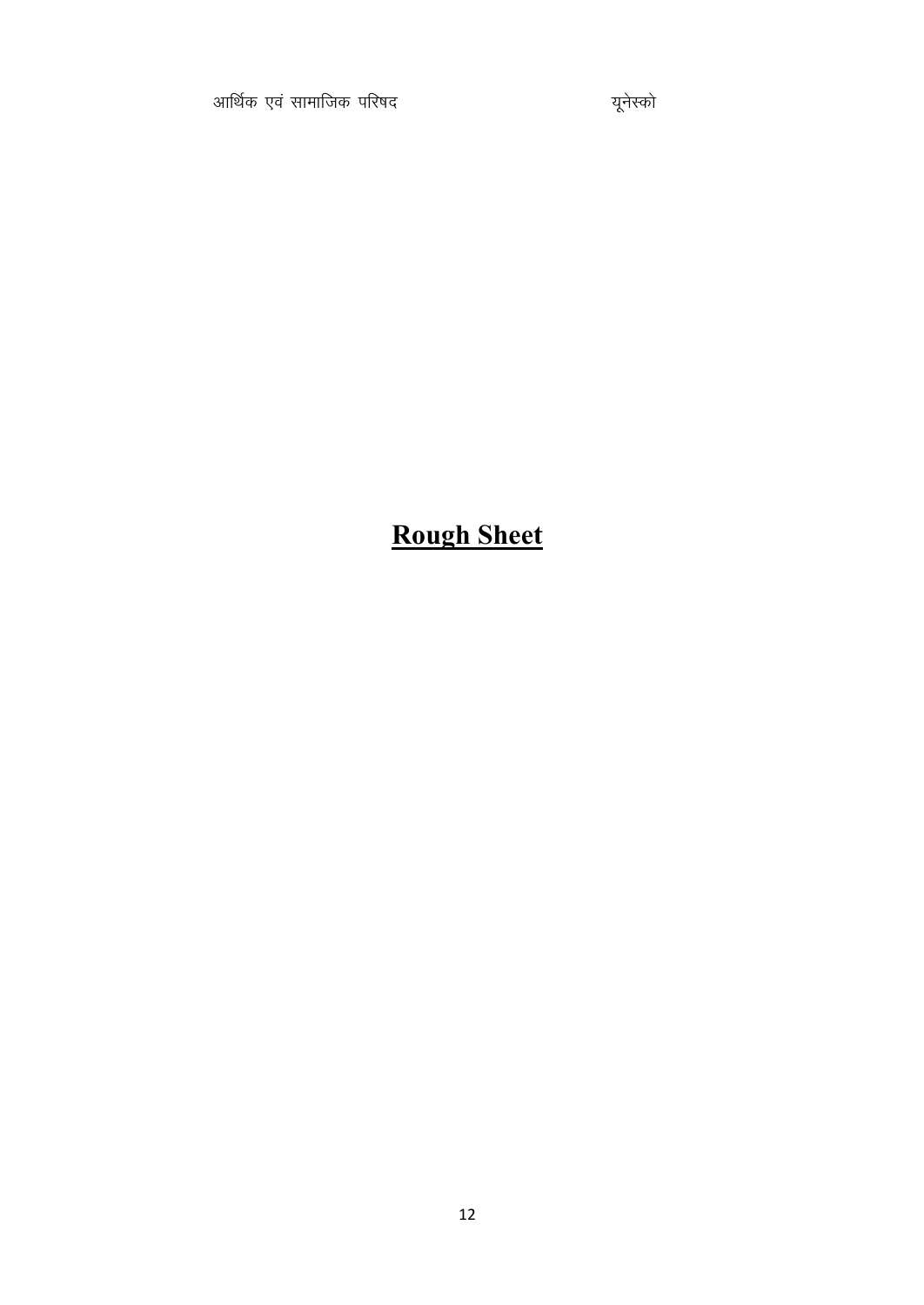आर्थिक एवं सामाजिक परिषद यूनेस्को

# **Rough Sheet**